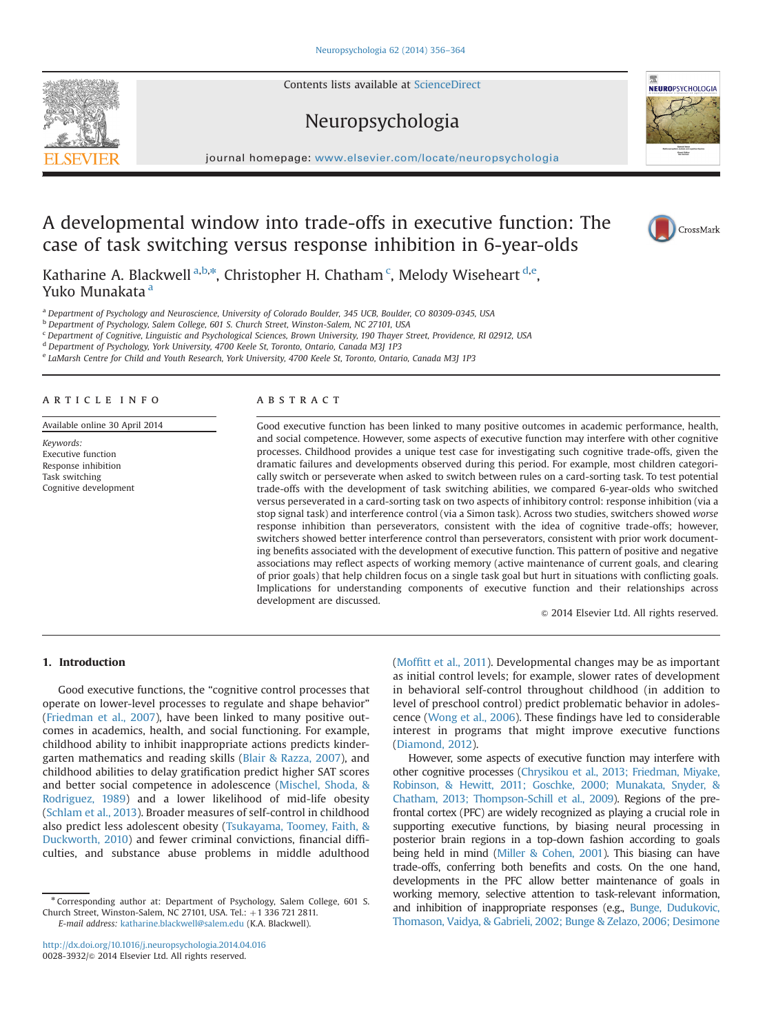# A developmental window into trade-offs in executive function: The case of task switching versus response inhibition in 6-year-olds

Katharine A. Blackwell [a,b,*], Christopher H. Chatham [c], Melody Wiseheart [d,e], Yuko Munakata [a]

[a] Department of Psychology and Neuroscience, University of Colorado Boulder, 345 UCB, Boulder, CO 80309-0345, USA
[b] Department of Psychology, Salem College, 601 S. Church Street, Winston-Salem, NC 27101, USA
[c] Department of Cognitive, Linguistic and Psychological Sciences, Brown University, 190 Thayer Street, Providence, RI 02912, USA
[d] Department of Psychology, York University, 4700 Keele St, Toronto, Ontario, Canada M3J 1P3
[e] LaMarsh Centre for Child and Youth Research, York University, 4700 Keele St, Toronto, Ontario, Canada M3J 1P3

## ARTICLE INFO

Available online 30 April 2014

*Keywords:*
Executive function
Response inhibition
Task switching
Cognitive development

## ABSTRACT

Good executive function has been linked to many positive outcomes in academic performance, health, and social competence. However, some aspects of executive function may interfere with other cognitive processes. Childhood provides a unique test case for investigating such cognitive trade-offs, given the dramatic failures and developments observed during this period. For example, most children categorically switch or perseverate when asked to switch between rules on a card-sorting task. To test potential trade-offs with the development of task switching abilities, we compared 6-year-olds who switched versus perseverated in a card-sorting task on two aspects of inhibitory control: response inhibition (via a stop signal task) and interference control (via a Simon task). Across two studies, switchers showed *worse* response inhibition than perseverators, consistent with the idea of cognitive trade-offs; however, switchers showed better interference control than perseverators, consistent with prior work documenting benefits associated with the development of executive function. This pattern of positive and negative associations may reflect aspects of working memory (active maintenance of current goals, and clearing of prior goals) that help children focus on a single task goal but hurt in situations with conflicting goals. Implications for understanding components of executive function and their relationships across development are discussed.

© 2014 Elsevier Ltd. All rights reserved.

## 1. Introduction

Good executive functions, the "cognitive control processes that operate on lower-level processes to regulate and shape behavior" (Friedman et al., 2007), have been linked to many positive outcomes in academics, health, and social functioning. For example, childhood ability to inhibit inappropriate actions predicts kindergarten mathematics and reading skills (Blair & Razza, 2007), and childhood abilities to delay gratification predict higher SAT scores and better social competence in adolescence (Mischel, Shoda, & Rodriguez, 1989) and a lower likelihood of mid-life obesity (Schlam et al., 2013). Broader measures of self-control in childhood also predict less adolescent obesity (Tsukayama, Toomey, Faith, & Duckworth, 2010) and fewer criminal convictions, financial difficulties, and substance abuse problems in middle adulthood (Moffitt et al., 2011). Developmental changes may be as important as initial control levels; for example, slower rates of development in behavioral self-control throughout childhood (in addition to level of preschool control) predict problematic behavior in adolescence (Wong et al., 2006). These findings have led to considerable interest in programs that might improve executive functions (Diamond, 2012).

However, some aspects of executive function may interfere with other cognitive processes (Chrysikou et al., 2013; Friedman, Miyake, Robinson, & Hewitt, 2011; Goschke, 2000; Munakata, Snyder, & Chatham, 2013; Thompson-Schill et al., 2009). Regions of the prefrontal cortex (PFC) are widely recognized as playing a crucial role in supporting executive functions, by biasing neural processing in posterior brain regions in a top-down fashion according to goals being held in mind (Miller & Cohen, 2001). This biasing can have trade-offs, conferring both benefits and costs. On the one hand, developments in the PFC allow better maintenance of goals in working memory, selective attention to task-relevant information, and inhibition of inappropriate responses (e.g., Bunge, Dudukovic, Thomason, Vaidya, & Gabrieli, 2002; Bunge & Zelazo, 2006; Desimone

---

* Corresponding author at: Department of Psychology, Salem College, 601 S. Church Street, Winston-Salem, NC 27101, USA. Tel.: +1 336 721 2811.
*E-mail address:* katharine.blackwell@salem.edu (K.A. Blackwell).

http://dx.doi.org/10.1016/j.neuropsychologia.2014.04.016
0028-3932/© 2014 Elsevier Ltd. All rights reserved.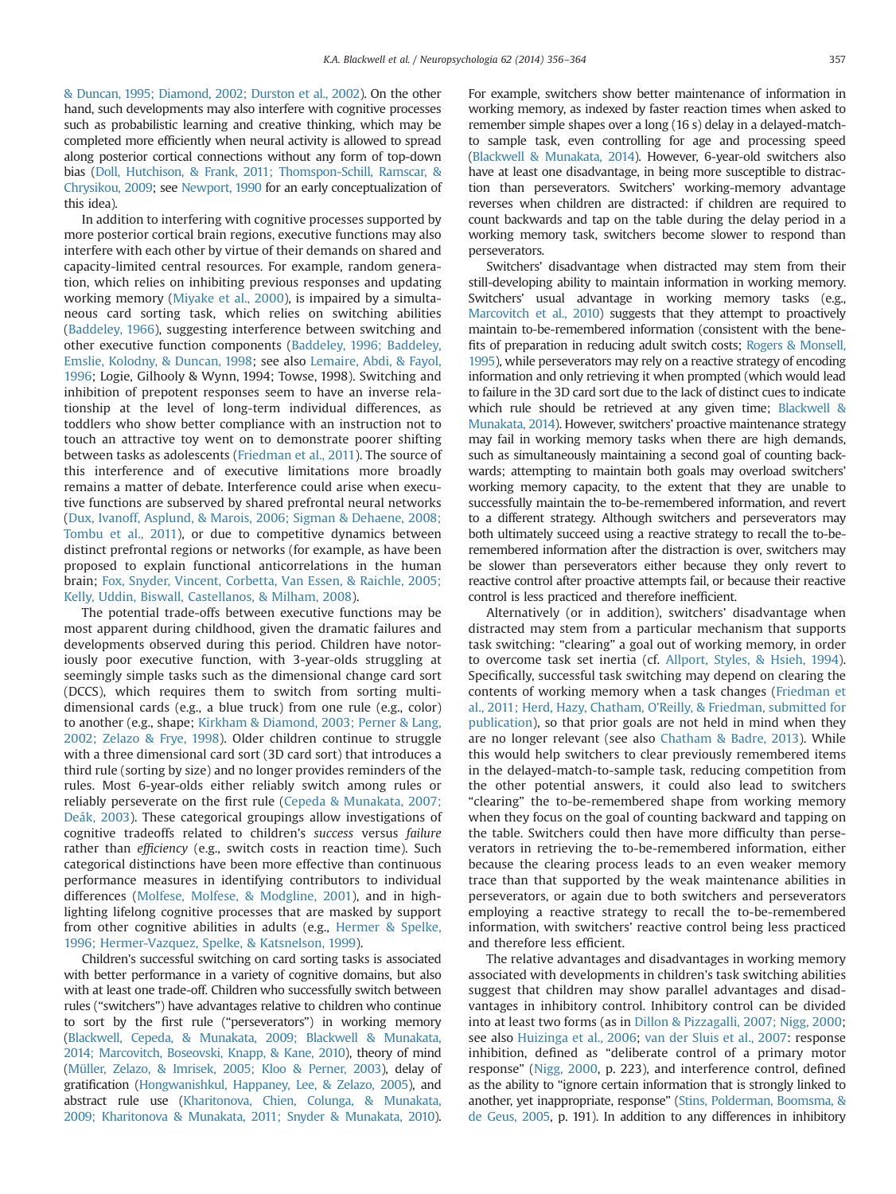& Duncan, 1995; Diamond, 2002; Durston et al., 2002). On the other hand, such developments may also interfere with cognitive processes such as probabilistic learning and creative thinking, which may be completed more efficiently when neural activity is allowed to spread along posterior cortical connections without any form of top-down bias (Doll, Hutchison, & Frank, 2011; Thomspon-Schill, Ramscar, & Chrysikou, 2009; see Newport, 1990 for an early conceptualization of this idea).

In addition to interfering with cognitive processes supported by more posterior cortical brain regions, executive functions may also interfere with each other by virtue of their demands on shared and capacity-limited central resources. For example, random generation, which relies on inhibiting previous responses and updating working memory (Miyake et al., 2000), is impaired by a simultaneous card sorting task, which relies on switching abilities (Baddeley, 1966), suggesting interference between switching and other executive function components (Baddeley, 1996; Baddeley, Emslie, Kolodny, & Duncan, 1998; see also Lemaire, Abdi, & Fayol, 1996; Logie, Gilhooly & Wynn, 1994; Towse, 1998). Switching and inhibition of prepotent responses seem to have an inverse relationship at the level of long-term individual differences, as toddlers who show better compliance with an instruction not to touch an attractive toy went on to demonstrate poorer shifting between tasks as adolescents (Friedman et al., 2011). The source of this interference and of executive limitations more broadly remains a matter of debate. Interference could arise when executive functions are subserved by shared prefrontal neural networks (Dux, Ivanoff, Asplund, & Marois, 2006; Sigman & Dehaene, 2008; Tombu et al., 2011), or due to competitive dynamics between distinct prefrontal regions or networks (for example, as have been proposed to explain functional anticorrelations in the human brain; Fox, Snyder, Vincent, Corbetta, Van Essen, & Raichle, 2005; Kelly, Uddin, Biswall, Castellanos, & Milham, 2008).

The potential trade-offs between executive functions may be most apparent during childhood, given the dramatic failures and developments observed during this period. Children have notoriously poor executive function, with 3-year-olds struggling at seemingly simple tasks such as the dimensional change card sort (DCCS), which requires them to switch from sorting multi-dimensional cards (e.g., a blue truck) from one rule (e.g., color) to another (e.g., shape; Kirkham & Diamond, 2003; Perner & Lang, 2002; Zelazo & Frye, 1998). Older children continue to struggle with a three dimensional card sort (3D card sort) that introduces a third rule (sorting by size) and no longer provides reminders of the rules. Most 6-year-olds either reliably switch among rules or reliably perseverate on the first rule (Cepeda & Munakata, 2007; Deák, 2003). These categorical groupings allow investigations of cognitive tradeoffs related to children's *success* versus *failure* rather than *efficiency* (e.g., switch costs in reaction time). Such categorical distinctions have been more effective than continuous performance measures in identifying contributors to individual differences (Molfese, Molfese, & Modgline, 2001), and in highlighting lifelong cognitive processes that are masked by support from other cognitive abilities in adults (e.g., Hermer & Spelke, 1996; Hermer-Vazquez, Spelke, & Katsnelson, 1999).

Children's successful switching on card sorting tasks is associated with better performance in a variety of cognitive domains, but also with at least one trade-off. Children who successfully switch between rules ("switchers") have advantages relative to children who continue to sort by the first rule ("perseverators") in working memory (Blackwell, Cepeda, & Munakata, 2009; Blackwell & Munakata, 2014; Marcovitch, Boseovski, Knapp, & Kane, 2010), theory of mind (Müller, Zelazo, & Imrisek, 2005; Kloo & Perner, 2003), delay of gratification (Hongwanishkul, Happaney, Lee, & Zelazo, 2005), and abstract rule use (Kharitonova, Chien, Colunga, & Munakata, 2009; Kharitonova & Munakata, 2011; Snyder & Munakata, 2010). For example, switchers show better maintenance of information in working memory, as indexed by faster reaction times when asked to remember simple shapes over a long (16 s) delay in a delayed-match-to sample task, even controlling for age and processing speed (Blackwell & Munakata, 2014). However, 6-year-old switchers also have at least one disadvantage, in being more susceptible to distraction than perseverators. Switchers' working-memory advantage reverses when children are distracted: if children are required to count backwards and tap on the table during the delay period in a working memory task, switchers become slower to respond than perseverators.

Switchers' disadvantage when distracted may stem from their still-developing ability to maintain information in working memory. Switchers' usual advantage in working memory tasks (e.g., Marcovitch et al., 2010) suggests that they attempt to proactively maintain to-be-remembered information (consistent with the benefits of preparation in reducing adult switch costs; Rogers & Monsell, 1995), while perseverators may rely on a reactive strategy of encoding information and only retrieving it when prompted (which would lead to failure in the 3D card sort due to the lack of distinct cues to indicate which rule should be retrieved at any given time; Blackwell & Munakata, 2014). However, switchers' proactive maintenance strategy may fail in working memory tasks when there are high demands, such as simultaneously maintaining a second goal of counting backwards; attempting to maintain both goals may overload switchers' working memory capacity, to the extent that they are unable to successfully maintain the to-be-remembered information, and revert to a different strategy. Although switchers and perseverators may both ultimately succeed using a reactive strategy to recall the to-be-remembered information after the distraction is over, switchers may be slower than perseverators either because they only revert to reactive control after proactive attempts fail, or because their reactive control is less practiced and therefore inefficient.

Alternatively (or in addition), switchers' disadvantage when distracted may stem from a particular mechanism that supports task switching: "clearing" a goal out of working memory, in order to overcome task set inertia (cf. Allport, Styles, & Hsieh, 1994). Specifically, successful task switching may depend on clearing the contents of working memory when a task changes (Friedman et al., 2011; Herd, Hazy, Chatham, O'Reilly, & Friedman, submitted for publication), so that prior goals are not held in mind when they are no longer relevant (see also Chatham & Badre, 2013). While this would help switchers to clear previously remembered items in the delayed-match-to-sample task, reducing competition from the other potential answers, it could also lead to switchers "clearing" the to-be-remembered shape from working memory when they focus on the goal of counting backward and tapping on the table. Switchers could then have more difficulty than perseverators in retrieving the to-be-remembered information, either because the clearing process leads to an even weaker memory trace than that supported by the weak maintenance abilities in perseverators, or again due to both switchers and perseverators employing a reactive strategy to recall the to-be-remembered information, with switchers' reactive control being less practiced and therefore less efficient.

The relative advantages and disadvantages in working memory associated with developments in children's task switching abilities suggest that children may show parallel advantages and disadvantages in inhibitory control. Inhibitory control can be divided into at least two forms (as in Dillon & Pizzagalli, 2007; Nigg, 2000; see also Huizinga et al., 2006; van der Sluis et al., 2007: response inhibition, defined as "deliberate control of a primary motor response" (Nigg, 2000, p. 223), and interference control, defined as the ability to "ignore certain information that is strongly linked to another, yet inappropriate, response" (Stins, Polderman, Boomsma, & de Geus, 2005, p. 191). In addition to any differences in inhibitory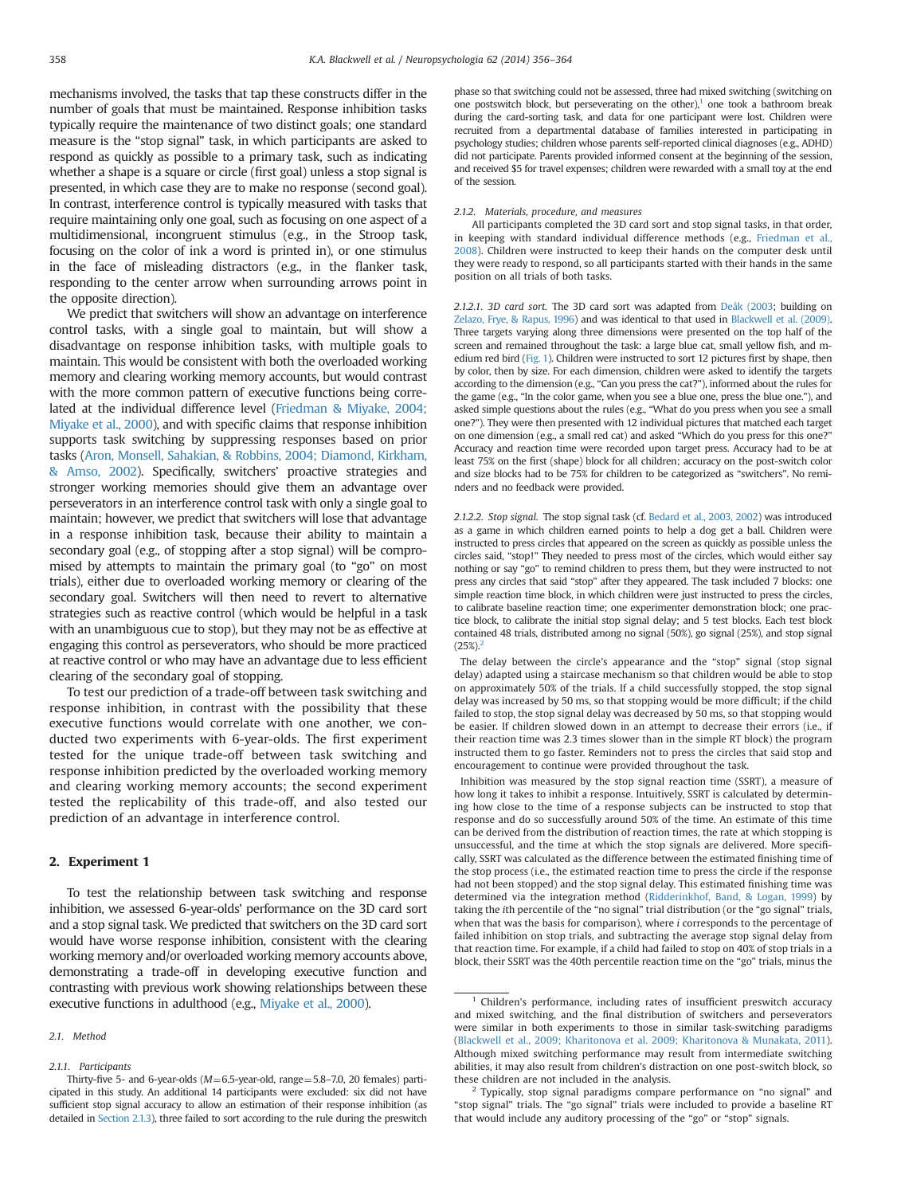mechanisms involved, the tasks that tap these constructs differ in the number of goals that must be maintained. Response inhibition tasks typically require the maintenance of two distinct goals; one standard measure is the "stop signal" task, in which participants are asked to respond as quickly as possible to a primary task, such as indicating whether a shape is a square or circle (first goal) unless a stop signal is presented, in which case they are to make no response (second goal). In contrast, interference control is typically measured with tasks that require maintaining only one goal, such as focusing on one aspect of a multidimensional, incongruent stimulus (e.g., in the Stroop task, focusing on the color of ink a word is printed in), or one stimulus in the face of misleading distractors (e.g., in the flanker task, responding to the center arrow when surrounding arrows point in the opposite direction).

We predict that switchers will show an advantage on interference control tasks, with a single goal to maintain, but will show a disadvantage on response inhibition tasks, with multiple goals to maintain. This would be consistent with both the overloaded working memory and clearing working memory accounts, but would contrast with the more common pattern of executive functions being correlated at the individual difference level (Friedman & Miyake, 2004; Miyake et al., 2000), and with specific claims that response inhibition supports task switching by suppressing responses based on prior tasks (Aron, Monsell, Sahakian, & Robbins, 2004; Diamond, Kirkham, & Amso, 2002). Specifically, switchers' proactive strategies and stronger working memories should give them an advantage over perseverators in an interference control task with only a single goal to maintain; however, we predict that switchers will lose that advantage in a response inhibition task, because their ability to maintain a secondary goal (e.g., of stopping after a stop signal) will be compromised by attempts to maintain the primary goal (to "go" on most trials), either due to overloaded working memory or clearing of the secondary goal. Switchers will then need to revert to alternative strategies such as reactive control (which would be helpful in a task with an unambiguous cue to stop), but they may not be as effective at engaging this control as perseverators, who should be more practiced at reactive control or who may have an advantage due to less efficient clearing of the secondary goal of stopping.

To test our prediction of a trade-off between task switching and response inhibition, in contrast with the possibility that these executive functions would correlate with one another, we conducted two experiments with 6-year-olds. The first experiment tested for the unique trade-off between task switching and response inhibition predicted by the overloaded working memory and clearing working memory accounts; the second experiment tested the replicability of this trade-off, and also tested our prediction of an advantage in interference control.

## 2. Experiment 1

To test the relationship between task switching and response inhibition, we assessed 6-year-olds' performance on the 3D card sort and a stop signal task. We predicted that switchers on the 3D card sort would have worse response inhibition, consistent with the clearing working memory and/or overloaded working memory accounts above, demonstrating a trade-off in developing executive function and contrasting with previous work showing relationships between these executive functions in adulthood (e.g., Miyake et al., 2000).

### 2.1. Method

#### 2.1.1. Participants

Thirty-five 5- and 6-year-olds ($M$=6.5-year-old, range=5.8–7.0, 20 females) participated in this study. An additional 14 participants were excluded: six did not have sufficient stop signal accuracy to allow an estimation of their response inhibition (as detailed in Section 2.1.3), three failed to sort according to the rule during the preswitch phase so that switching could not be assessed, three had mixed switching (switching on one postswitch block, but perseverating on the other),[1] one took a bathroom break during the card-sorting task, and data for one participant were lost. Children were recruited from a departmental database of families interested in participating in psychology studies; children whose parents self-reported clinical diagnoses (e.g., ADHD) did not participate. Parents provided informed consent at the beginning of the session, and received $5 for travel expenses; children were rewarded with a small toy at the end of the session.

#### 2.1.2. Materials, procedure, and measures

All participants completed the 3D card sort and stop signal tasks, in that order, in keeping with standard individual difference methods (e.g., Friedman et al., 2008). Children were instructed to keep their hands on the computer desk until they were ready to respond, so all participants started with their hands in the same position on all trials of both tasks.

2.1.2.1. *3D card sort.* The 3D card sort was adapted from Deák (2003; building on Zelazo, Frye, & Rapus, 1996) and was identical to that used in Blackwell et al. (2009). Three targets varying along three dimensions were presented on the top half of the screen and remained throughout the task: a large blue cat, small yellow fish, and medium red bird (Fig. 1). Children were instructed to sort 12 pictures first by shape, then by color, then by size. For each dimension, children were asked to identify the targets according to the dimension (e.g., "Can you press the cat?"), informed about the rules for the game (e.g., "In the color game, when you see a blue one, press the blue one."), and asked simple questions about the rules (e.g., "What do you press when you see a small one?"). They were then presented with 12 individual pictures that matched each target on one dimension (e.g., a small red cat) and asked "Which do you press for this one?" Accuracy and reaction time were recorded upon target press. Accuracy had to be at least 75% on the first (shape) block for all children; accuracy on the post-switch color and size blocks had to be 75% for children to be categorized as "switchers". No reminders and no feedback were provided.

2.1.2.2. *Stop signal.* The stop signal task (cf. Bedard et al., 2003, 2002) was introduced as a game in which children earned points to help a dog get a ball. Children were instructed to press circles that appeared on the screen as quickly as possible unless the circles said, "stop!" They needed to press most of the circles, which would either say nothing or say "go" to remind children to press them, but they were instructed to not press any circles that said "stop" after they appeared. The task included 7 blocks: one simple reaction time block, in which children were just instructed to press the circles, to calibrate baseline reaction time; one experimenter demonstration block; one practice block, to calibrate the initial stop signal delay; and 5 test blocks. Each test block contained 48 trials, distributed among no signal (50%), go signal (25%), and stop signal (25%).[2]

The delay between the circle's appearance and the "stop" signal (stop signal delay) adapted using a staircase mechanism so that children would be able to stop on approximately 50% of the trials. If a child successfully stopped, the stop signal delay was increased by 50 ms, so that stopping would be more difficult; if the child failed to stop, the stop signal delay was decreased by 50 ms, so that stopping would be easier. If children slowed down in an attempt to decrease their errors (i.e., if their reaction time was 2.3 times slower than in the simple RT block) the program instructed them to go faster. Reminders not to press the circles that said stop and encouragement to continue were provided throughout the task.

Inhibition was measured by the stop signal reaction time (SSRT), a measure of how long it takes to inhibit a response. Intuitively, SSRT is calculated by determining how close to the time of a response subjects can be instructed to stop that response and do so successfully around 50% of the time. An estimate of this time can be derived from the distribution of reaction times, the rate at which stopping is unsuccessful, and the time at which the stop signals are delivered. More specifically, SSRT was calculated as the difference between the estimated finishing time of the stop process (i.e., the estimated reaction time to press the circle if the response had not been stopped) and the stop signal delay. This estimated finishing time was determined via the integration method (Ridderinkhof, Band, & Logan, 1999) by taking the $i$th percentile of the "no signal" trial distribution (or the "go signal" trials, when that was the basis for comparison), where $i$ corresponds to the percentage of failed inhibition on stop trials, and subtracting the average stop signal delay from that reaction time. For example, if a child had failed to stop on 40% of stop trials in a block, their SSRT was the 40th percentile reaction time on the "go" trials, minus the

---

[1] Children's performance, including rates of insufficient preswitch accuracy and mixed switching, and the final distribution of switchers and perseverators were similar in both experiments to those in similar task-switching paradigms (Blackwell et al., 2009; Kharitonova et al. 2009; Kharitonova & Munakata, 2011). Although mixed switching performance may result from intermediate switching abilities, it may also result from children's distraction on one post-switch block, so these children are not included in the analysis.

[2] Typically, stop signal paradigms compare performance on "no signal" and "stop signal" trials. The "go signal" trials were included to provide a baseline RT that would include any auditory processing of the "go" or "stop" signals.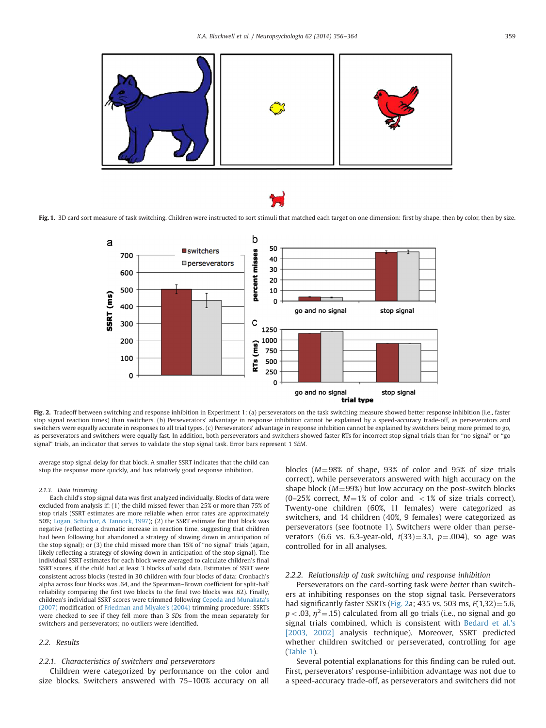**Fig. 1.** 3D card sort measure of task switching. Children were instructed to sort stimuli that matched each target on one dimension: first by shape, then by color, then by size.

**Fig. 2.** Tradeoff between switching and response inhibition in Experiment 1: (a) perseverators on the task switching measure showed better response inhibition (i.e., faster stop signal reaction times) than switchers. (b) Perseverators' advantage in response inhibition cannot be explained by a speed-accuracy trade-off, as perseverators and switchers were equally accurate in responses to all trial types. (c) Perseverators' advantage in response inhibition cannot be explained by switchers being more primed to go, as perseverators and switchers were equally fast. In addition, both perseverators and switchers showed faster RTs for incorrect stop signal trials than for "no signal" or "go signal" trials, an indicator that serves to validate the stop signal task. Error bars represent 1 *SEM*.

average stop signal delay for that block. A smaller SSRT indicates that the child can stop the response more quickly, and has relatively good response inhibition.

#### 2.1.3. Data trimming

Each child's stop signal data was first analyzed individually. Blocks of data were excluded from analysis if: (1) the child missed fewer than 25% or more than 75% of stop trials (SSRT estimates are more reliable when error rates are approximately 50%; Logan, Schachar, & Tannock, 1997); (2) the SSRT estimate for that block was negative (reflecting a dramatic increase in reaction time, suggesting that children had been following but abandoned a strategy of slowing down in anticipation of the stop signal); or (3) the child missed more than 15% of "no signal" trials (again, likely reflecting a strategy of slowing down in anticipation of the stop signal). The individual SSRT estimates for each block were averaged to calculate children's final SSRT scores, if the child had at least 3 blocks of valid data. Estimates of SSRT were consistent across blocks (tested in 30 children with four blocks of data; Cronbach's alpha across four blocks was .64, and the Spearman–Brown coefficient for split-half reliability comparing the first two blocks to the final two blocks was .62). Finally, children's individual SSRT scores were trimmed following Cepeda and Munakata's (2007) modification of Friedman and Miyake's (2004) trimming procedure: SSRTs were checked to see if they fell more than 3 *SDs* from the mean separately for switchers and perseverators; no outliers were identified.

### 2.2. Results

#### 2.2.1. Characteristics of switchers and perseverators

Children were categorized by performance on the color and size blocks. Switchers answered with 75–100% accuracy on all blocks ($M=98\%$ of shape, 93% of color and 95% of size trials correct), while perseverators answered with high accuracy on the shape block ($M=99\%$) but low accuracy on the post-switch blocks (0–25% correct, $M=1\%$ of color and $<1\%$ of size trials correct). Twenty-one children (60%, 11 females) were categorized as switchers, and 14 children (40%, 9 females) were categorized as perseverators (see footnote 1). Switchers were older than perseverators (6.6 vs. 6.3-year-old, $t(33)=3.1$, $p=.004$), so age was controlled for in all analyses.

#### 2.2.2. Relationship of task switching and response inhibition

Perseverators on the card-sorting task were *better* than switchers at inhibiting responses on the stop signal task. Perseverators had significantly faster SSRTs (Fig. 2a; 435 vs. 503 ms, $F(1,32)=5.6$, $p<.03$, $\eta^2=.15$) calculated from all go trials (i.e., no signal and go signal trials combined, which is consistent with Bedard et al.'s [2003, 2002] analysis technique). Moreover, SSRT predicted whether children switched or perseverated, controlling for age (Table 1).

Several potential explanations for this finding can be ruled out. First, perseverators' response-inhibition advantage was not due to a speed-accuracy trade-off, as perseverators and switchers did not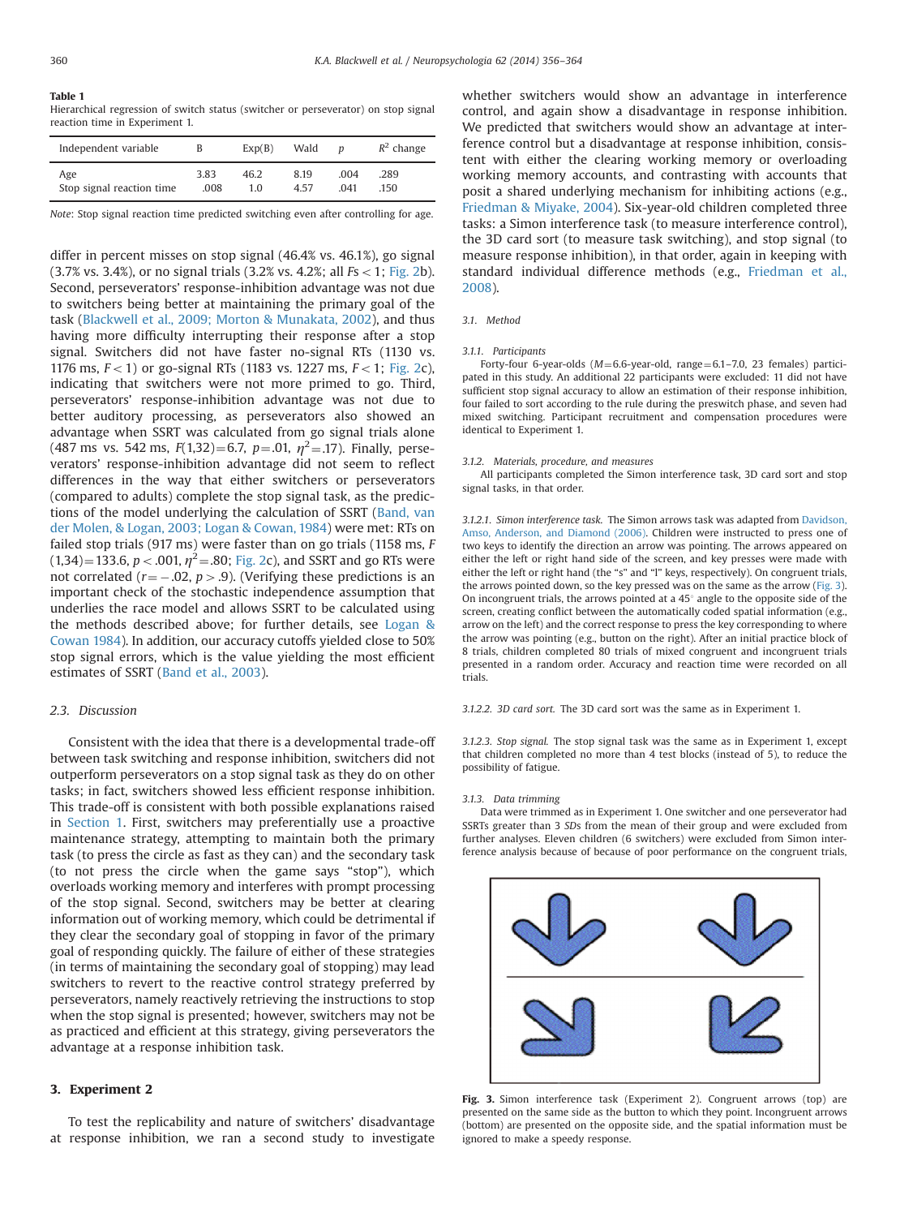**Table 1**
Hierarchical regression of switch status (switcher or perseverator) on stop signal reaction time in Experiment 1.

| Independent variable | B | Exp(B) | Wald | *p* | $R^2$ change |
|---|---|---|---|---|---|
| Age | 3.83 | 46.2 | 8.19 | .004 | .289 |
| Stop signal reaction time | .008 | 1.0 | 4.57 | .041 | .150 |

*Note*: Stop signal reaction time predicted switching even after controlling for age.

differ in percent misses on stop signal (46.4% vs. 46.1%), go signal (3.7% vs. 3.4%), or no signal trials (3.2% vs. 4.2%; all $Fs < 1$; Fig. 2b). Second, perseverators' response-inhibition advantage was not due to switchers being better at maintaining the primary goal of the task (Blackwell et al., 2009; Morton & Munakata, 2002), and thus having more difficulty interrupting their response after a stop signal. Switchers did not have faster no-signal RTs (1130 vs. 1176 ms, $F < 1$) or go-signal RTs (1183 vs. 1227 ms, $F < 1$; Fig. 2c), indicating that switchers were not more primed to go. Third, perseverators' response-inhibition advantage was not due to better auditory processing, as perseverators also showed an advantage when SSRT was calculated from go signal trials alone (487 ms vs. 542 ms, $F(1,32) = 6.7$, $p = .01$, $\eta^2 = .17$). Finally, perseverators' response-inhibition advantage did not seem to reflect differences in the way that either switchers or perseverators (compared to adults) complete the stop signal task, as the predictions of the model underlying the calculation of SSRT (Band, van der Molen, & Logan, 2003; Logan & Cowan, 1984) were met: RTs on failed stop trials (917 ms) were faster than on go trials (1158 ms, $F(1,34) = 133.6$, $p < .001$, $\eta^2 = .80$; Fig. 2c), and SSRT and go RTs were not correlated ($r = -.02$, $p > .9$). (Verifying these predictions is an important check of the stochastic independence assumption that underlies the race model and allows SSRT to be calculated using the methods described above; for further details, see Logan & Cowan 1984). In addition, our accuracy cutoffs yielded close to 50% stop signal errors, which is the value yielding the most efficient estimates of SSRT (Band et al., 2003).

### 2.3. Discussion

Consistent with the idea that there is a developmental trade-off between task switching and response inhibition, switchers did not outperform perseverators on a stop signal task as they do on other tasks; in fact, switchers showed less efficient response inhibition. This trade-off is consistent with both possible explanations raised in Section 1. First, switchers may preferentially use a proactive maintenance strategy, attempting to maintain both the primary task (to press the circle as fast as they can) and the secondary task (to not press the circle when the game says "stop"), which overloads working memory and interferes with prompt processing of the stop signal. Second, switchers may be better at clearing information out of working memory, which could be detrimental if they clear the secondary goal of stopping in favor of the primary goal of responding quickly. The failure of either of these strategies (in terms of maintaining the secondary goal of stopping) may lead switchers to revert to the reactive control strategy preferred by perseverators, namely reactively retrieving the instructions to stop when the stop signal is presented; however, switchers may not be as practiced and efficient at this strategy, giving perseverators the advantage at a response inhibition task.

## 3. Experiment 2

To test the replicability and nature of switchers' disadvantage at response inhibition, we ran a second study to investigate whether switchers would show an advantage in interference control, and again show a disadvantage in response inhibition. We predicted that switchers would show an advantage at interference control but a disadvantage at response inhibition, consistent with either the clearing working memory or overloading working memory accounts, and contrasting with accounts that posit a shared underlying mechanism for inhibiting actions (e.g., Friedman & Miyake, 2004). Six-year-old children completed three tasks: a Simon interference task (to measure interference control), the 3D card sort (to measure task switching), and stop signal (to measure response inhibition), in that order, again in keeping with standard individual difference methods (e.g., Friedman et al., 2008).

### 3.1. Method

#### 3.1.1. Participants

Forty-four 6-year-olds ($M = 6.6$-year-old, range $= 6.1$–$7.0$, 23 females) participated in this study. An additional 22 participants were excluded: 11 did not have sufficient stop signal accuracy to allow an estimation of their response inhibition, four failed to sort according to the rule during the preswitch phase, and seven had mixed switching. Participant recruitment and compensation procedures were identical to Experiment 1.

#### 3.1.2. Materials, procedure, and measures

All participants completed the Simon interference task, 3D card sort and stop signal tasks, in that order.

*3.1.2.1. Simon interference task.* The Simon arrows task was adapted from Davidson, Amso, Anderson, and Diamond (2006). Children were instructed to press one of two keys to identify the direction an arrow was pointing. The arrows appeared on either the left or right hand side of the screen, and key presses were made with either the left or right hand (the "s" and "l" keys, respectively). On congruent trials, the arrows pointed down, so the key pressed was on the same as the arrow (Fig. 3). On incongruent trials, the arrows pointed at a 45° angle to the opposite side of the screen, creating conflict between the automatically coded spatial information (e.g., arrow on the left) and the correct response to press the key corresponding to where the arrow was pointing (e.g., button on the right). After an initial practice block of 8 trials, children completed 80 trials of mixed congruent and incongruent trials presented in a random order. Accuracy and reaction time were recorded on all trials.

*3.1.2.2. 3D card sort.* The 3D card sort was the same as in Experiment 1.

*3.1.2.3. Stop signal.* The stop signal task was the same as in Experiment 1, except that children completed no more than 4 test blocks (instead of 5), to reduce the possibility of fatigue.

#### 3.1.3. Data trimming

Data were trimmed as in Experiment 1. One switcher and one perseverator had SSRTs greater than 3 *SDs* from the mean of their group and were excluded from further analyses. Eleven children (6 switchers) were excluded from Simon interference analysis because of because of poor performance on the congruent trials,

**Fig. 3.** Simon interference task (Experiment 2). Congruent arrows (top) are presented on the same side as the button to which they point. Incongruent arrows (bottom) are presented on the opposite side, and the spatial information must be ignored to make a speedy response.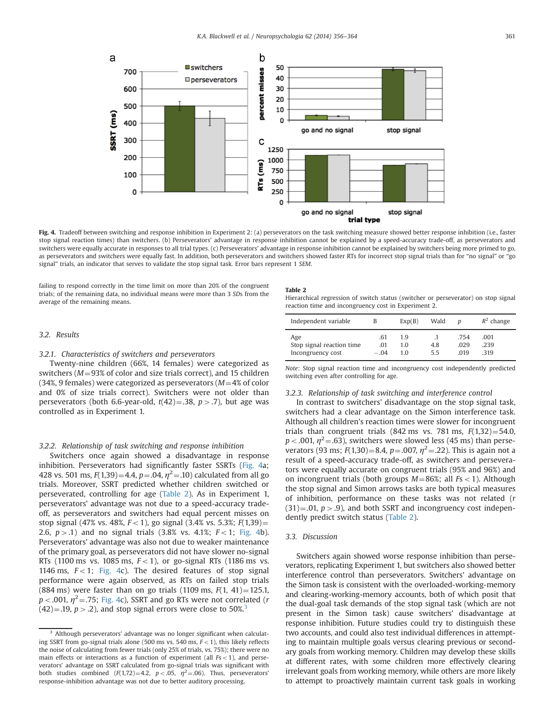Fig. 4. Tradeoff between switching and response inhibition in Experiment 2: (a) perseverators on the task switching measure showed better response inhibition (i.e., faster stop signal reaction times) than switchers. (b) Perseverators' advantage in response inhibition cannot be explained by a speed-accuracy trade-off, as perseverators and switchers were equally accurate in responses to all trial types. (c) Perseverators' advantage in response inhibition cannot be explained by switchers being more primed to go, as perseverators and switchers were equally fast. In addition, both perseverators and switchers showed faster RTs for incorrect stop signal trials than for "no signal" or "go signal" trials, an indicator that serves to validate the stop signal task. Error bars represent 1 *SEM*.

failing to respond correctly in the time limit on more than 20% of the congruent trials; of the remaining data, no individual means were more than 3 *SD*s from the average of the remaining means.

## 3.2. Results

### 3.2.1. Characteristics of switchers and perseverators

Twenty-nine children (66%, 14 females) were categorized as switchers ($M = 93\%$ of color and size trials correct), and 15 children (34%, 9 females) were categorized as perseverators ($M = 4\%$ of color and 0% of size trials correct). Switchers were not older than perseverators (both 6.6-year-old, $t(42) = .38$, $p > .7$), but age was controlled as in Experiment 1.

### 3.2.2. Relationship of task switching and response inhibition

Switchers once again showed a disadvantage in response inhibition. Perseverators had significantly faster SSRTs (Fig. 4a; 428 vs. 501 ms, $F(1,39) = 4.4$, $p = .04$, $\eta^2 = .10$) calculated from all go trials. Moreover, SSRT predicted whether children switched or perseverated, controlling for age (Table 2). As in Experiment 1, perseverators' advantage was not due to a speed-accuracy trade-off, as perseverators and switchers had equal percent misses on stop signal (47% vs. 48%, $F < 1$), go signal (3.4% vs. 5.3%; $F(1,39) = 2.6$, $p > .1$) and no signal trials (3.8% vs. 4.1%; $F < 1$; Fig. 4b). Perseverators' advantage was also not due to weaker maintenance of the primary goal, as perseverators did not have slower no-signal RTs (1100 ms vs. 1085 ms, $F < 1$), or go-signal RTs (1186 ms vs. 1146 ms, $F < 1$; Fig. 4c). The desired features of stop signal performance were again observed, as RTs on failed stop trials (884 ms) were faster than on go trials (1109 ms, $F(1, 41) = 125.1$, $p < .001$, $\eta^2 = .75$; Fig. 4c), SSRT and go RTs were not correlated ($r(42) = .19$, $p > .2$), and stop signal errors were close to 50%.[3]

[3] Although perseverators' advantage was no longer significant when calculating SSRT from go-signal trials alone (500 ms vs. 540 ms, $F < 1$), this likely reflects the noise of calculating from fewer trials (only 25% of trials, vs. 75%); there were no main effects or interactions as a function of experiment (all $Fs < 1$), and perseverators' advantage on SSRT calculated from go-signal trials was significant with both studies combined ($F(1,72) = 4.2$, $p < .05$, $\eta^2 = .06$). Thus, perseverators' response-inhibition advantage was not due to better auditory processing.

**Table 2**
Hierarchical regression of switch status (switcher or perseverator) on stop signal reaction time and incongruency cost in Experiment 2.

| Independent variable | B | Exp(B) | Wald | *p* | $R^2$ change |
|---|---|---|---|---|---|
| Age | .61 | 1.9 | .1 | .754 | .001 |
| Stop signal reaction time | .01 | 1.0 | 4.8 | .029 | .239 |
| Incongruency cost | −.04 | 1.0 | 5.5 | .019 | .319 |

*Note*: Stop signal reaction time and incongruency cost independently predicted switching even after controlling for age.

### 3.2.3. Relationship of task switching and interference control

In contrast to switchers' disadvantage on the stop signal task, switchers had a clear advantage on the Simon interference task. Although all children's reaction times were slower for incongruent trials than congruent trials (842 ms vs. 781 ms, $F(1,32) = 54.0$, $p < .001$, $\eta^2 = .63$), switchers were slowed less (45 ms) than perseverators (93 ms; $F(1,30) = 8.4$, $p = .007$, $\eta^2 = .22$). This is again not a result of a speed-accuracy trade-off, as switchers and perseverators were equally accurate on congruent trials (95% and 96%) and on incongruent trials (both groups $M = 86\%$; all $Fs < 1$). Although the stop signal and Simon arrows tasks are both typical measures of inhibition, performance on these tasks was not related ($r(31) = .01$, $p > .9$), and both SSRT and incongruency cost independently predict switch status (Table 2).

## 3.3. Discussion

Switchers again showed worse response inhibition than perseverators, replicating Experiment 1, but switchers also showed better interference control than perseverators. Switchers' advantage on the Simon task is consistent with the overloaded-working-memory and clearing-working-memory accounts, both of which posit that the dual-goal task demands of the stop signal task (which are not present in the Simon task) cause switchers' disadvantage at response inhibition. Future studies could try to distinguish these two accounts, and could also test individual differences in attempting to maintain multiple goals versus clearing previous or secondary goals from working memory. Children may develop these skills at different rates, with some children more effectively clearing irrelevant goals from working memory, while others are more likely to attempt to proactively maintain current task goals in working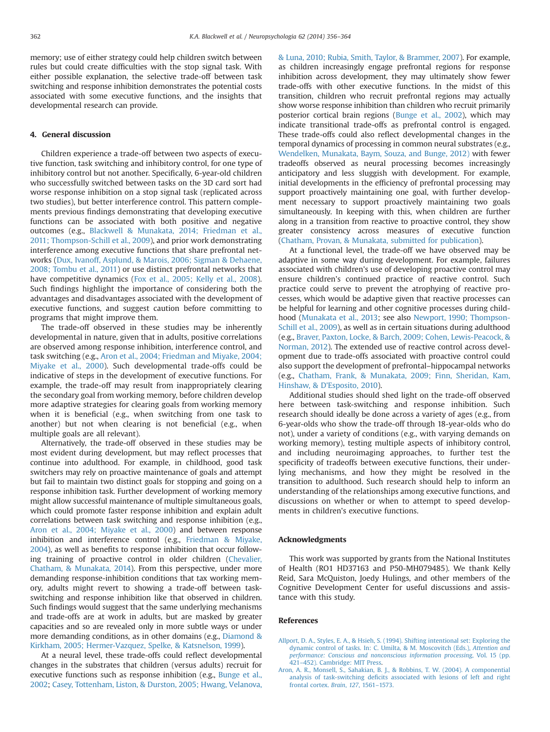memory; use of either strategy could help children switch between rules but could create difficulties with the stop signal task. With either possible explanation, the selective trade-off between task switching and response inhibition demonstrates the potential costs associated with some executive functions, and the insights that developmental research can provide.

## 4. General discussion

Children experience a trade-off between two aspects of executive function, task switching and inhibitory control, for one type of inhibitory control but not another. Specifically, 6-year-old children who successfully switched between tasks on the 3D card sort had worse response inhibition on a stop signal task (replicated across two studies), but better interference control. This pattern complements previous findings demonstrating that developing executive functions can be associated with both positive and negative outcomes (e.g., Blackwell & Munakata, 2014; Friedman et al., 2011; Thompson-Schill et al., 2009), and prior work demonstrating interference among executive functions that share prefrontal networks (Dux, Ivanoff, Asplund, & Marois, 2006; Sigman & Dehaene, 2008; Tombu et al., 2011) or use distinct prefrontal networks that have competitive dynamics (Fox et al., 2005; Kelly et al., 2008). Such findings highlight the importance of considering both the advantages and disadvantages associated with the development of executive functions, and suggest caution before committing to programs that might improve them.

The trade-off observed in these studies may be inherently developmental in nature, given that in adults, positive correlations are observed among response inhibition, interference control, and task switching (e.g., Aron et al., 2004; Friedman and Miyake, 2004; Miyake et al., 2000). Such developmental trade-offs could be indicative of steps in the development of executive functions. For example, the trade-off may result from inappropriately clearing the secondary goal from working memory, before children develop more adaptive strategies for clearing goals from working memory when it is beneficial (e.g., when switching from one task to another) but not when clearing is not beneficial (e.g., when multiple goals are all relevant).

Alternatively, the trade-off observed in these studies may be most evident during development, but may reflect processes that continue into adulthood. For example, in childhood, good task switchers may rely on proactive maintenance of goals and attempt but fail to maintain two distinct goals for stopping and going on a response inhibition task. Further development of working memory might allow successful maintenance of multiple simultaneous goals, which could promote faster response inhibition and explain adult correlations between task switching and response inhibition (e.g., Aron et al., 2004; Miyake et al., 2000) and between response inhibition and interference control (e.g., Friedman & Miyake, 2004), as well as benefits to response inhibition that occur following training of proactive control in older children (Chevalier, Chatham, & Munakata, 2014). From this perspective, under more demanding response-inhibition conditions that tax working memory, adults might revert to showing a trade-off between task-switching and response inhibition like that observed in children. Such findings would suggest that the same underlying mechanisms and trade-offs are at work in adults, but are masked by greater capacities and so are revealed only in more subtle ways or under more demanding conditions, as in other domains (e.g., Diamond & Kirkham, 2005; Hermer-Vazquez, Spelke, & Katsnelson, 1999).

At a neural level, these trade-offs could reflect developmental changes in the substrates that children (versus adults) recruit for executive functions such as response inhibition (e.g., Bunge et al., 2002; Casey, Tottenham, Liston, & Durston, 2005; Hwang, Velanova, & Luna, 2010; Rubia, Smith, Taylor, & Brammer, 2007). For example, as children increasingly engage prefrontal regions for response inhibition across development, they may ultimately show fewer trade-offs with other executive functions. In the midst of this transition, children who recruit prefrontal regions may actually show worse response inhibition than children who recruit primarily posterior cortical brain regions (Bunge et al., 2002), which may indicate transitional trade-offs as prefrontal control is engaged. These trade-offs could also reflect developmental changes in the temporal dynamics of processing in common neural substrates (e.g., Wendelken, Munakata, Baym, Souza, and Bunge, 2012) with fewer tradeoffs observed as neural processing becomes increasingly anticipatory and less sluggish with development. For example, initial developments in the efficiency of prefrontal processing may support proactively maintaining one goal, with further development necessary to support proactively maintaining two goals simultaneously. In keeping with this, when children are further along in a transition from reactive to proactive control, they show greater consistency across measures of executive function (Chatham, Provan, & Munakata, submitted for publication).

At a functional level, the trade-off we have observed may be adaptive in some way during development. For example, failures associated with children's use of developing proactive control may ensure children's continued practice of reactive control. Such practice could serve to prevent the atrophying of reactive processes, which would be adaptive given that reactive processes can be helpful for learning and other cognitive processes during childhood (Munakata et al., 2013; see also Newport, 1990; Thompson-Schill et al., 2009), as well as in certain situations during adulthood (e.g., Braver, Paxton, Locke, & Barch, 2009; Cohen, Lewis-Peacock, & Norman, 2012). The extended use of reactive control across development due to trade-offs associated with proactive control could also support the development of prefrontal–hippocampal networks (e.g., Chatham, Frank, & Munakata, 2009; Finn, Sheridan, Kam, Hinshaw, & D'Esposito, 2010).

Additional studies should shed light on the trade-off observed here between task-switching and response inhibition. Such research should ideally be done across a variety of ages (e.g., from 6-year-olds who show the trade-off through 18-year-olds who do not), under a variety of conditions (e.g., with varying demands on working memory), testing multiple aspects of inhibitory control, and including neuroimaging approaches, to further test the specificity of tradeoffs between executive functions, their underlying mechanisms, and how they might be resolved in the transition to adulthood. Such research should help to inform an understanding of the relationships among executive functions, and discussions on whether or when to attempt to speed developments in children's executive functions.

## Acknowledgments

This work was supported by grants from the National Institutes of Health (RO1 HD37163 and P50-MH079485). We thank Kelly Reid, Sara McQuiston, Joedy Hulings, and other members of the Cognitive Development Center for useful discussions and assistance with this study.

## References

Allport, D. A., Styles, E. A., & Hsieh, S. (1994). Shifting intentional set: Exploring the dynamic control of tasks. In: C. Umilta, & M. Moscovitch (Eds.), *Attention and performance: Conscious and nonconscious information processing*, Vol. 15 (pp. 421–452). Cambridge: MIT Press.

Aron, A. R., Monsell, S., Sahakian, B. J., & Robbins, T. W. (2004). A componential analysis of task-switching deficits associated with lesions of left and right frontal cortex. *Brain*, *127*, 1561–1573.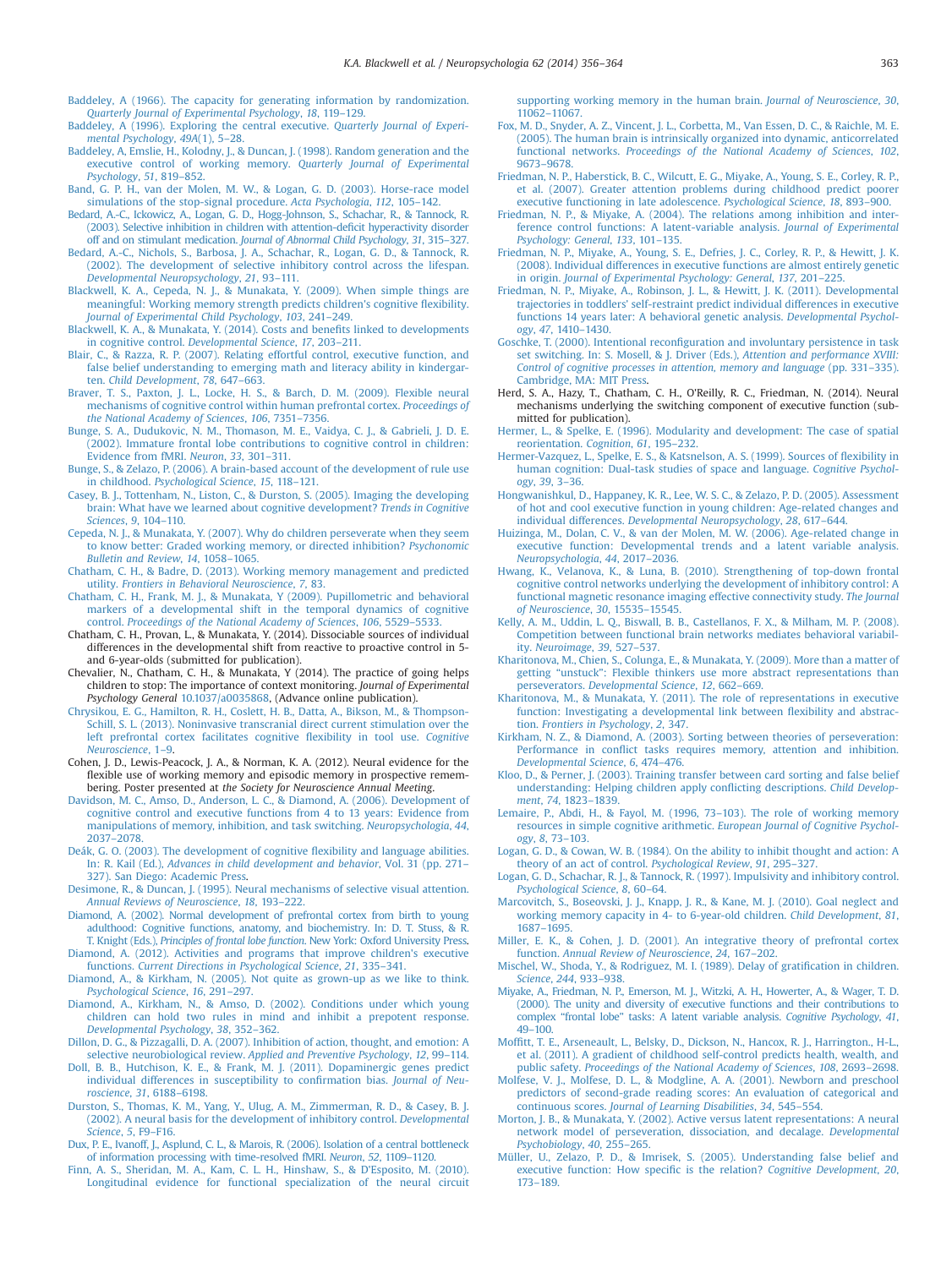Baddeley, A (1966). The capacity for generating information by randomization. *Quarterly Journal of Experimental Psychology*, *18*, 119–129.

Baddeley, A (1996). Exploring the central executive. *Quarterly Journal of Experimental Psychology*, *49A*(1), 5–28.

Baddeley, A, Emslie, H., Kolodny, J., & Duncan, J. (1998). Random generation and the executive control of working memory. *Quarterly Journal of Experimental Psychology*, *51*, 819–852.

Band, G. P. H., van der Molen, M. W., & Logan, G. D. (2003). Horse-race model simulations of the stop-signal procedure. *Acta Psychologia*, *112*, 105–142.

Bedard, A.-C., Ickowicz, A., Logan, G. D., Hogg-Johnson, S., Schachar, R., & Tannock, R. (2003). Selective inhibition in children with attention-deficit hyperactivity disorder off and on stimulant medication. *Journal of Abnormal Child Psychology*, *31*, 315–327.

Bedard, A.-C., Nichols, S., Barbosa, J. A., Schachar, R., Logan, G. D., & Tannock, R. (2002). The development of selective inhibitory control across the lifespan. *Developmental Neuropsychology*, *21*, 93–111.

Blackwell, K. A., Cepeda, N. J., & Munakata, Y. (2009). When simple things are meaningful: Working memory strength predicts children's cognitive flexibility. *Journal of Experimental Child Psychology*, *103*, 241–249.

Blackwell, K. A., & Munakata, Y. (2014). Costs and benefits linked to developments in cognitive control. *Developmental Science*, *17*, 203–211.

Blair, C., & Razza, R. P. (2007). Relating effortful control, executive function, and false belief understanding to emerging math and literacy ability in kindergarten. *Child Development*, *78*, 647–663.

Braver, T. S., Paxton, J. L., Locke, H. S., & Barch, D. M. (2009). Flexible neural mechanisms of cognitive control within human prefrontal cortex. *Proceedings of the National Academy of Sciences*, *106*, 7351–7356.

Bunge, S. A., Dudukovic, N. M., Thomason, M. E., Vaidya, C. J., & Gabrieli, J. D. E. (2002). Immature frontal lobe contributions to cognitive control in children: Evidence from fMRI. *Neuron*, *33*, 301–311.

Bunge, S., & Zelazo, P. (2006). A brain-based account of the development of rule use in childhood. *Psychological Science*, *15*, 118–121.

Casey, B. J., Tottenham, N., Liston, C., & Durston, S. (2005). Imaging the developing brain: What have we learned about cognitive development? *Trends in Cognitive Sciences*, *9*, 104–110.

Cepeda, N. J., & Munakata, Y. (2007). Why do children perseverate when they seem to know better: Graded working memory, or directed inhibition? *Psychonomic Bulletin and Review*, *14*, 1058–1065.

Chatham, C. H., & Badre, D. (2013). Working memory management and predicted utility. *Frontiers in Behavioral Neuroscience*, *7*, 83.

Chatham, C. H., Frank, M. J., & Munakata, Y (2009). Pupillometric and behavioral markers of a developmental shift in the temporal dynamics of cognitive control. *Proceedings of the National Academy of Sciences*, *106*, 5529–5533.

Chatham, C. H., Provan, L., & Munakata, Y. (2014). Dissociable sources of individual differences in the developmental shift from reactive to proactive control in 5- and 6-year-olds (submitted for publication).

Chevalier, N., Chatham, C. H., & Munakata, Y (2014). The practice of going helps children to stop: The importance of context monitoring. *Journal of Experimental Psychology General* 10.1037/a0035868, (Advance online publication).

Chrysikou, E. G., Hamilton, R. H., Coslett, H. B., Datta, A., Bikson, M., & Thompson-Schill, S. L. (2013). Noninvasive transcranial direct current stimulation over the left prefrontal cortex facilitates cognitive flexibility in tool use. *Cognitive Neuroscience*, 1–9.

Cohen, J. D., Lewis-Peacock, J. A., & Norman, K. A. (2012). Neural evidence for the flexible use of working memory and episodic memory in prospective remembering. Poster presented at *the Society for Neuroscience Annual Meeting*.

Davidson, M. C., Amso, D., Anderson, L. C., & Diamond, A. (2006). Development of cognitive control and executive functions from 4 to 13 years: Evidence from manipulations of memory, inhibition, and task switching. *Neuropsychologia*, *44*, 2037–2078.

Deák, G. O. (2003). The development of cognitive flexibility and language abilities. In: R. Kail (Ed.), *Advances in child development and behavior*, Vol. 31 (pp. 271–327). San Diego: Academic Press.

Desimone, R., & Duncan, J. (1995). Neural mechanisms of selective visual attention. *Annual Reviews of Neuroscience*, *18*, 193–222.

Diamond, A. (2002). Normal development of prefrontal cortex from birth to young adulthood: Cognitive functions, anatomy, and biochemistry. In: D. T. Stuss, & R. T. Knight (Eds.), *Principles of frontal lobe function*. New York: Oxford University Press.

Diamond, A. (2012). Activities and programs that improve children's executive functions. *Current Directions in Psychological Science*, *21*, 335–341.

Diamond, A., & Kirkham, N. (2005). Not quite as grown-up as we like to think. *Psychological Science*, *16*, 291–297.

Diamond, A., Kirkham, N., & Amso, D. (2002). Conditions under which young children can hold two rules in mind and inhibit a prepotent response. *Developmental Psychology*, *38*, 352–362.

Dillon, D. G., & Pizzagalli, D. A. (2007). Inhibition of action, thought, and emotion: A selective neurobiological review. *Applied and Preventive Psychology*, *12*, 99–114.

Doll, B. B., Hutchison, K. E., & Frank, M. J. (2011). Dopaminergic genes predict individual differences in susceptibility to confirmation bias. *Journal of Neuroscience*, *31*, 6188–6198.

Durston, S., Thomas, K. M., Yang, Y., Ulug, A. M., Zimmerman, R. D., & Casey, B. J. (2002). A neural basis for the development of inhibitory control. *Developmental Science*, *5*, F9–F16.

Dux, P. E., Ivanoff, J., Asplund, C. L., & Marois, R. (2006). Isolation of a central bottleneck of information processing with time-resolved fMRI. *Neuron*, *52*, 1109–1120.

Finn, A. S., Sheridan, M. A., Kam, C. L. H., Hinshaw, S., & D'Esposito, M. (2010). Longitudinal evidence for functional specialization of the neural circuit supporting working memory in the human brain. *Journal of Neuroscience*, *30*, 11062–11067.

Fox, M. D., Snyder, A. Z., Vincent, J. L., Corbetta, M., Van Essen, D. C., & Raichle, M. E. (2005). The human brain is intrinsically organized into dynamic, anticorrelated functional networks. *Proceedings of the National Academy of Sciences*, *102*, 9673–9678.

Friedman, N. P., Haberstick, B. C., Wilcutt, E. G., Miyake, A., Young, S. E., Corley, R. P., et al. (2007). Greater attention problems during childhood predict poorer executive functioning in late adolescence. *Psychological Science*, *18*, 893–900.

Friedman, N. P., & Miyake, A. (2004). The relations among inhibition and interference control functions: A latent-variable analysis. *Journal of Experimental Psychology: General*, *133*, 101–135.

Friedman, N. P., Miyake, A., Young, S. E., Defries, J. C., Corley, R. P., & Hewitt, J. K. (2008). Individual differences in executive functions are almost entirely genetic in origin. *Journal of Experimental Psychology: General*, *137*, 201–225.

Friedman, N. P., Miyake, A., Robinson, J. L., & Hewitt, J. K. (2011). Developmental trajectories in toddlers' self-restraint predict individual differences in executive functions 14 years later: A behavioral genetic analysis. *Developmental Psychology*, *47*, 1410–1430.

Goschke, T. (2000). Intentional reconfiguration and involuntary persistence in task set switching. In: S. Mosell, & J. Driver (Eds.), *Attention and performance XVIII: Control of cognitive processes in attention, memory and language* (pp. 331–335). Cambridge, MA: MIT Press.

Herd, S. A., Hazy, T., Chatham, C. H., O'Reilly, R. C., Friedman, N. (2014). Neural mechanisms underlying the switching component of executive function (submitted for publication).

Hermer, L., & Spelke, E. (1996). Modularity and development: The case of spatial reorientation. *Cognition*, *61*, 195–232.

Hermer-Vazquez, L., Spelke, E. S., & Katsnelson, A. S. (1999). Sources of flexibility in human cognition: Dual-task studies of space and language. *Cognitive Psychology*, *39*, 3–36.

Hongwanishkul, D., Happaney, K. R., Lee, W. S. C., & Zelazo, P. D. (2005). Assessment of hot and cool executive function in young children: Age-related changes and individual differences. *Developmental Neuropsychology*, *28*, 617–644.

Huizinga, M., Dolan, C. V., & van der Molen, M. W. (2006). Age-related change in executive function: Developmental trends and a latent variable analysis. *Neuropsychologia*, *44*, 2017–2036.

Hwang, K., Velanova, K., & Luna, B. (2010). Strengthening of top-down frontal cognitive control networks underlying the development of inhibitory control: A functional magnetic resonance imaging effective connectivity study. *The Journal of Neuroscience*, *30*, 15535–15545.

Kelly, A. M., Uddin, L. Q., Biswall, B. B., Castellanos, F. X., & Milham, M. P. (2008). Competition between functional brain networks mediates behavioral variability. *Neuroimage*, *39*, 527–537.

Kharitonova, M., Chien, S., Colunga, E., & Munakata, Y. (2009). More than a matter of getting "unstuck": Flexible thinkers use more abstract representations than perseverators. *Developmental Science*, *12*, 662–669.

Kharitonova, M., & Munakata, Y. (2011). The role of representations in executive function: Investigating a developmental link between flexibility and abstraction. *Frontiers in Psychology*, *2*, 347.

Kirkham, N. Z., & Diamond, A. (2003). Sorting between theories of perseveration: Performance in conflict tasks requires memory, attention and inhibition. *Developmental Science*, *6*, 474–476.

Kloo, D., & Perner, J. (2003). Training transfer between card sorting and false belief understanding: Helping children apply conflicting descriptions. *Child Development*, *74*, 1823–1839.

Lemaire, P., Abdi, H., & Fayol, M. (1996, 73–103). The role of working memory resources in simple cognitive arithmetic. *European Journal of Cognitive Psychology*, *8*, 73–103.

Logan, G. D., & Cowan, W. B. (1984). On the ability to inhibit thought and action: A theory of an act of control. *Psychological Review*, *91*, 295–327.

Logan, G. D., Schachar, R. J., & Tannock, R. (1997). Impulsivity and inhibitory control. *Psychological Science*, *8*, 60–64.

Marcovitch, S., Boseovski, J. J., Knapp, J. R., & Kane, M. J. (2010). Goal neglect and working memory capacity in 4- to 6-year-old children. *Child Development*, *81*, 1687–1695.

Miller, E. K., & Cohen, J. D. (2001). An integrative theory of prefrontal cortex function. *Annual Review of Neuroscience*, *24*, 167–202.

Mischel, W., Shoda, Y., & Rodriguez, M. I. (1989). Delay of gratification in children. *Science*, *244*, 933–938.

Miyake, A., Friedman, N. P., Emerson, M. J., Witzki, A. H., Howerter, A., & Wager, T. D. (2000). The unity and diversity of executive functions and their contributions to complex "frontal lobe" tasks: A latent variable analysis. *Cognitive Psychology*, *41*, 49–100.

Moffitt, T. E., Arseneault, L., Belsky, D., Dickson, N., Hancox, R. J., Harrington., H-L., et al. (2011). A gradient of childhood self-control predicts health, wealth, and public safety. *Proceedings of the National Academy of Sciences*, *108*, 2693–2698.

Molfese, V. J., Molfese, D. L., & Modgline, A. A. (2001). Newborn and preschool predictors of second-grade reading scores: An evaluation of categorical and continuous scores. *Journal of Learning Disabilities*, *34*, 545–554.

Morton, J. B., & Munakata, Y. (2002). Active versus latent representations: A neural network model of perseveration, dissociation, and decalage. *Developmental Psychobiology*, *40*, 255–265.

Müller, U., Zelazo, P. D., & Imrisek, S. (2005). Understanding false belief and executive function: How specific is the relation? *Cognitive Development*, *20*, 173–189.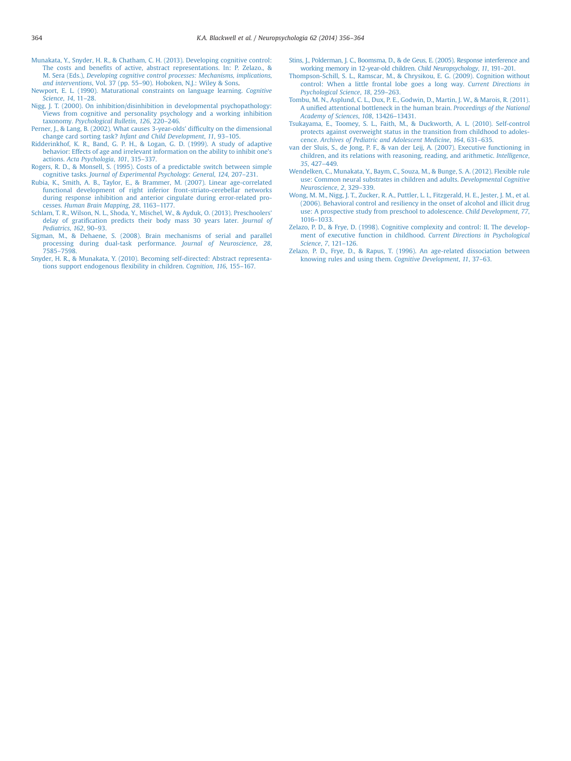Munakata, Y., Snyder, H. R., & Chatham, C. H. (2013). Developing cognitive control: The costs and benefits of active, abstract representations. In: P. Zelazo., & M. Sera (Eds.), *Developing cognitive control processes: Mechanisms, implications, and interventions*, Vol. 37 (pp. 55–90). Hoboken, N.J.: Wiley & Sons.

Newport, E. L. (1990). Maturational constraints on language learning. *Cognitive Science*, *14*, 11–28.

Nigg, J. T. (2000). On inhibition/disinhibition in developmental psychopathology: Views from cognitive and personality psychology and a working inhibition taxonomy. *Psychological Bulletin*, *126*, 220–246.

Perner, J., & Lang, B. (2002). What causes 3-year-olds' difficulty on the dimensional change card sorting task? *Infant and Child Development*, *11*, 93–105.

Ridderinkhof, K. R., Band, G. P. H., & Logan, G. D. (1999). A study of adaptive behavior: Effects of age and irrelevant information on the ability to inhibit one's actions. *Acta Psychologia*, *101*, 315–337.

Rogers, R. D., & Monsell, S. (1995). Costs of a predictable switch between simple cognitive tasks. *Journal of Experimental Psychology: General*, *124*, 207–231.

Rubia, K., Smith, A. B., Taylor, E., & Brammer, M. (2007). Linear age-correlated functional development of right inferior front-striato-cerebellar networks during response inhibition and anterior cingulate during error-related processes. *Human Brain Mapping*, *28*, 1163–1177.

Schlam, T. R., Wilson, N. L., Shoda, Y., Mischel, W., & Ayduk, O. (2013). Preschoolers' delay of gratification predicts their body mass 30 years later. *Journal of Pediatrics*, *162*, 90–93.

Sigman, M., & Dehaene, S. (2008). Brain mechanisms of serial and parallel processing during dual-task performance. *Journal of Neuroscience*, *28*, 7585–7598.

Snyder, H. R., & Munakata, Y. (2010). Becoming self-directed: Abstract representations support endogenous flexibility in children. *Cognition*, *116*, 155–167.

Stins, J., Polderman, J. C., Boomsma, D., & de Geus, E. (2005). Response interference and working memory in 12-year-old children. *Child Neuropsychology*, *11*, 191–201.

Thompson-Schill, S. L., Ramscar, M., & Chrysikou, E. G. (2009). Cognition without control: When a little frontal lobe goes a long way. *Current Directions in Psychological Science*, *18*, 259–263.

Tombu, M. N., Asplund, C. L., Dux, P. E., Godwin, D., Martin, J. W., & Marois, R. (2011). A unified attentional bottleneck in the human brain. *Proceedings of the National Academy of Sciences*, *108*, 13426–13431.

Tsukayama, E., Toomey, S. L., Faith, M., & Duckworth, A. L. (2010). Self-control protects against overweight status in the transition from childhood to adolescence. *Archives of Pediatric and Adolescent Medicine*, *164*, 631–635.

van der Sluis, S., de Jong, P. F., & van der Leij, A. (2007). Executive functioning in children, and its relations with reasoning, reading, and arithmetic. *Intelligence*, *35*, 427–449.

Wendelken, C., Munakata, Y., Baym, C., Souza, M., & Bunge, S. A. (2012). Flexible rule use: Common neural substrates in children and adults. *Developmental Cognitive Neuroscience*, *2*, 329–339.

Wong, M. M., Nigg, J. T., Zucker, R. A., Puttler, L. I., Fitzgerald, H. E., Jester, J. M., et al. (2006). Behavioral control and resiliency in the onset of alcohol and illicit drug use: A prospective study from preschool to adolescence. *Child Development*, *77*, 1016–1033.

Zelazo, P. D., & Frye, D. (1998). Cognitive complexity and control: II. The development of executive function in childhood. *Current Directions in Psychological Science*, *7*, 121–126.

Zelazo, P. D., Frye, D., & Rapus, T. (1996). An age-related dissociation between knowing rules and using them. *Cognitive Development*, *11*, 37–63.